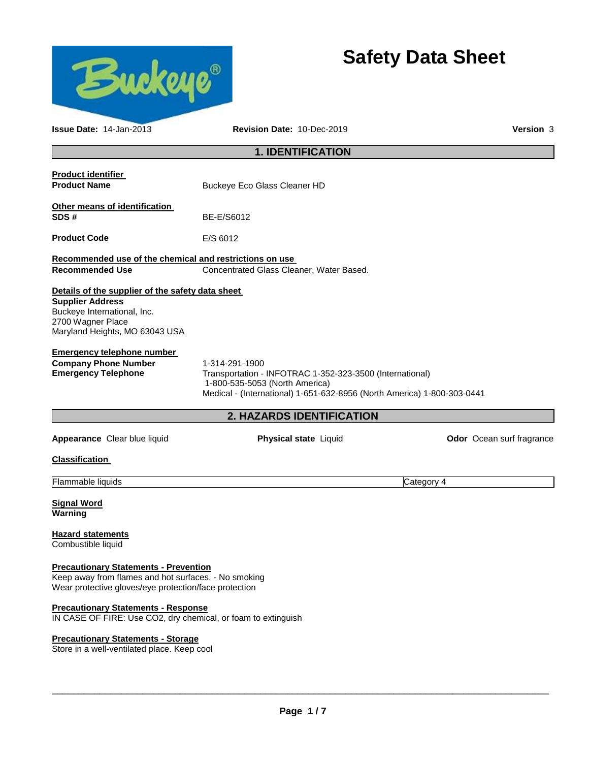# Safety Data Sheet

**Issue Date:** 14-Jan-2013 **Revision Date:** 10-Dec-2019 **Version** 3

## 1. IDENTIFICATION

**Product identifier**

**Product Name** Buckeye Eco Glass Cleaner HD

**Other means of identification**

**SDS #** BE-E/S6012

**Product Code** E/S 6012

**Recommended use of the chemical and restrictions on use**

**Recommended Use** Concentrated Glass Cleaner, Water Based.

**Details of the supplier of the safety data sheet**

**Supplier Address**
Buckeye International, Inc.
2700 Wagner Place
Maryland Heights, MO 63043 USA

**Emergency telephone number**

**Company Phone Number** 1-314-291-1900

**Emergency Telephone** Transportation - INFOTRAC 1-352-323-3500 (International)
1-800-535-5053 (North America)
Medical - (International) 1-651-632-8956 (North America) 1-800-303-0441

## 2. HAZARDS IDENTIFICATION

**Appearance** Clear blue liquid **Physical state** Liquid **Odor** Ocean surf fragrance

**Classification**

| Flammable liquids | Category 4 |
|---|---|

**Signal Word**
**Warning**

**Hazard statements**
Combustible liquid

**Precautionary Statements - Prevention**
Keep away from flames and hot surfaces. - No smoking
Wear protective gloves/eye protection/face protection

**Precautionary Statements - Response**
IN CASE OF FIRE: Use CO2, dry chemical, or foam to extinguish

**Precautionary Statements - Storage**
Store in a well-ventilated place. Keep cool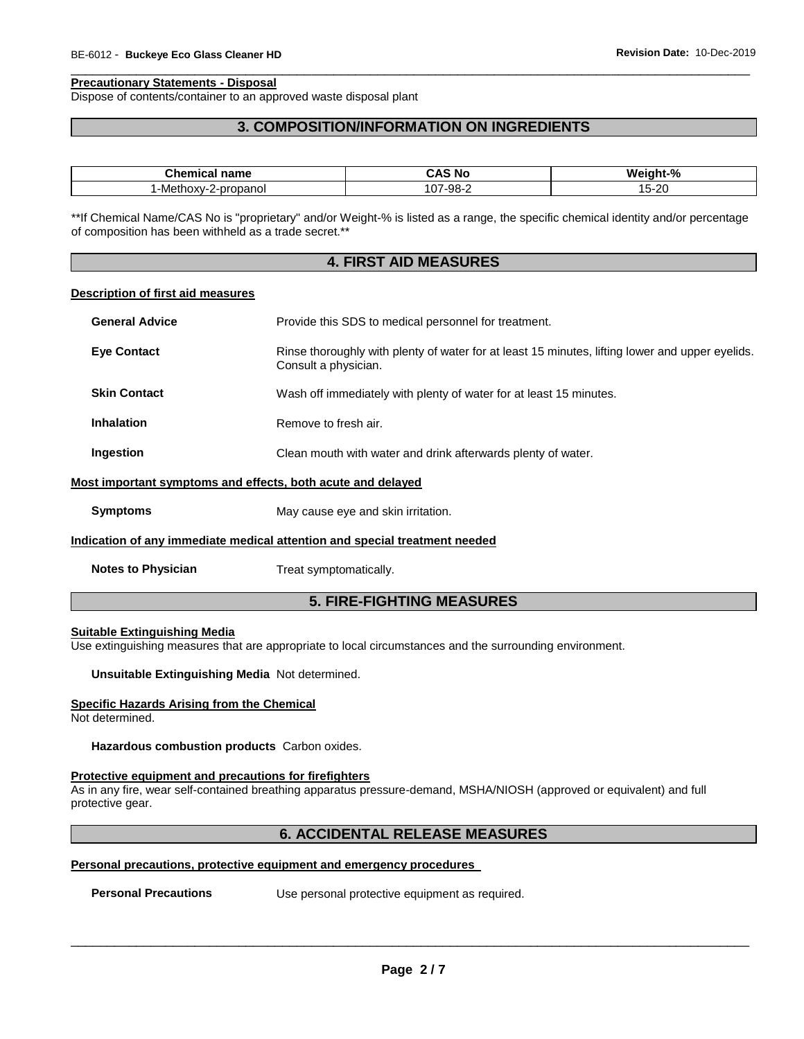**Precautionary Statements - Disposal**
Dispose of contents/container to an approved waste disposal plant

## 3. COMPOSITION/INFORMATION ON INGREDIENTS

| Chemical name | CAS No | Weight-% |
|---|---|---|
| 1-Methoxy-2-propanol | 107-98-2 | 15-20 |

**If Chemical Name/CAS No is "proprietary" and/or Weight-% is listed as a range, the specific chemical identity and/or percentage of composition has been withheld as a trade secret.**

## 4. FIRST AID MEASURES

**Description of first aid measures**

**General Advice** Provide this SDS to medical personnel for treatment.

**Eye Contact** Rinse thoroughly with plenty of water for at least 15 minutes, lifting lower and upper eyelids. Consult a physician.

**Skin Contact** Wash off immediately with plenty of water for at least 15 minutes.

**Inhalation** Remove to fresh air.

**Ingestion** Clean mouth with water and drink afterwards plenty of water.

**Most important symptoms and effects, both acute and delayed**

**Symptoms** May cause eye and skin irritation.

**Indication of any immediate medical attention and special treatment needed**

**Notes to Physician** Treat symptomatically.

## 5. FIRE-FIGHTING MEASURES

**Suitable Extinguishing Media**
Use extinguishing measures that are appropriate to local circumstances and the surrounding environment.

**Unsuitable Extinguishing Media** Not determined.

**Specific Hazards Arising from the Chemical**
Not determined.

**Hazardous combustion products** Carbon oxides.

**Protective equipment and precautions for firefighters**
As in any fire, wear self-contained breathing apparatus pressure-demand, MSHA/NIOSH (approved or equivalent) and full protective gear.

## 6. ACCIDENTAL RELEASE MEASURES

**Personal precautions, protective equipment and emergency procedures**

**Personal Precautions** Use personal protective equipment as required.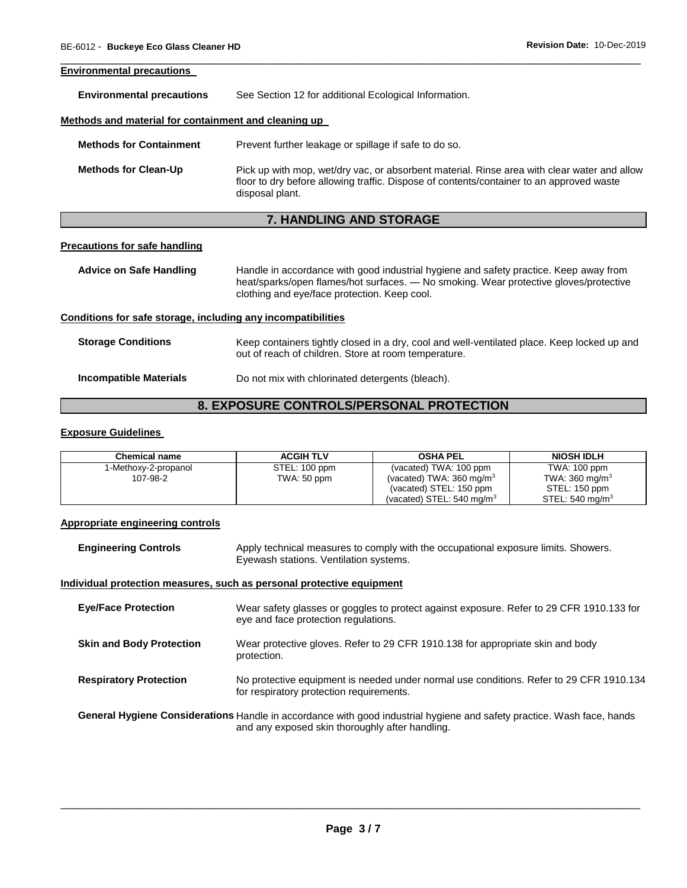#### Environmental precautions

**Environmental precautions** See Section 12 for additional Ecological Information.

#### Methods and material for containment and cleaning up

**Methods for Containment** Prevent further leakage or spillage if safe to do so.

**Methods for Clean-Up** Pick up with mop, wet/dry vac, or absorbent material. Rinse area with clear water and allow floor to dry before allowing traffic. Dispose of contents/container to an approved waste disposal plant.

## 7. HANDLING AND STORAGE

#### Precautions for safe handling

**Advice on Safe Handling** Handle in accordance with good industrial hygiene and safety practice. Keep away from heat/sparks/open flames/hot surfaces. — No smoking. Wear protective gloves/protective clothing and eye/face protection. Keep cool.

#### Conditions for safe storage, including any incompatibilities

**Storage Conditions** Keep containers tightly closed in a dry, cool and well-ventilated place. Keep locked up and out of reach of children. Store at room temperature.

**Incompatible Materials** Do not mix with chlorinated detergents (bleach).

## 8. EXPOSURE CONTROLS/PERSONAL PROTECTION

#### Exposure Guidelines

| Chemical name | ACGIH TLV | OSHA PEL | NIOSH IDLH |
|---|---|---|---|
| 1-Methoxy-2-propanol<br>107-98-2 | STEL: 100 ppm<br>TWA: 50 ppm | (vacated) TWA: 100 ppm<br>(vacated) TWA: 360 mg/m$^3$<br>(vacated) STEL: 150 ppm<br>(vacated) STEL: 540 mg/m$^3$ | TWA: 100 ppm<br>TWA: 360 mg/m$^3$<br>STEL: 150 ppm<br>STEL: 540 mg/m$^3$ |

#### Appropriate engineering controls

**Engineering Controls** Apply technical measures to comply with the occupational exposure limits. Showers. Eyewash stations. Ventilation systems.

#### Individual protection measures, such as personal protective equipment

**Eye/Face Protection** Wear safety glasses or goggles to protect against exposure. Refer to 29 CFR 1910.133 for eye and face protection regulations.

**Skin and Body Protection** Wear protective gloves. Refer to 29 CFR 1910.138 for appropriate skin and body protection.

**Respiratory Protection** No protective equipment is needed under normal use conditions. Refer to 29 CFR 1910.134 for respiratory protection requirements.

**General Hygiene Considerations** Handle in accordance with good industrial hygiene and safety practice. Wash face, hands and any exposed skin thoroughly after handling.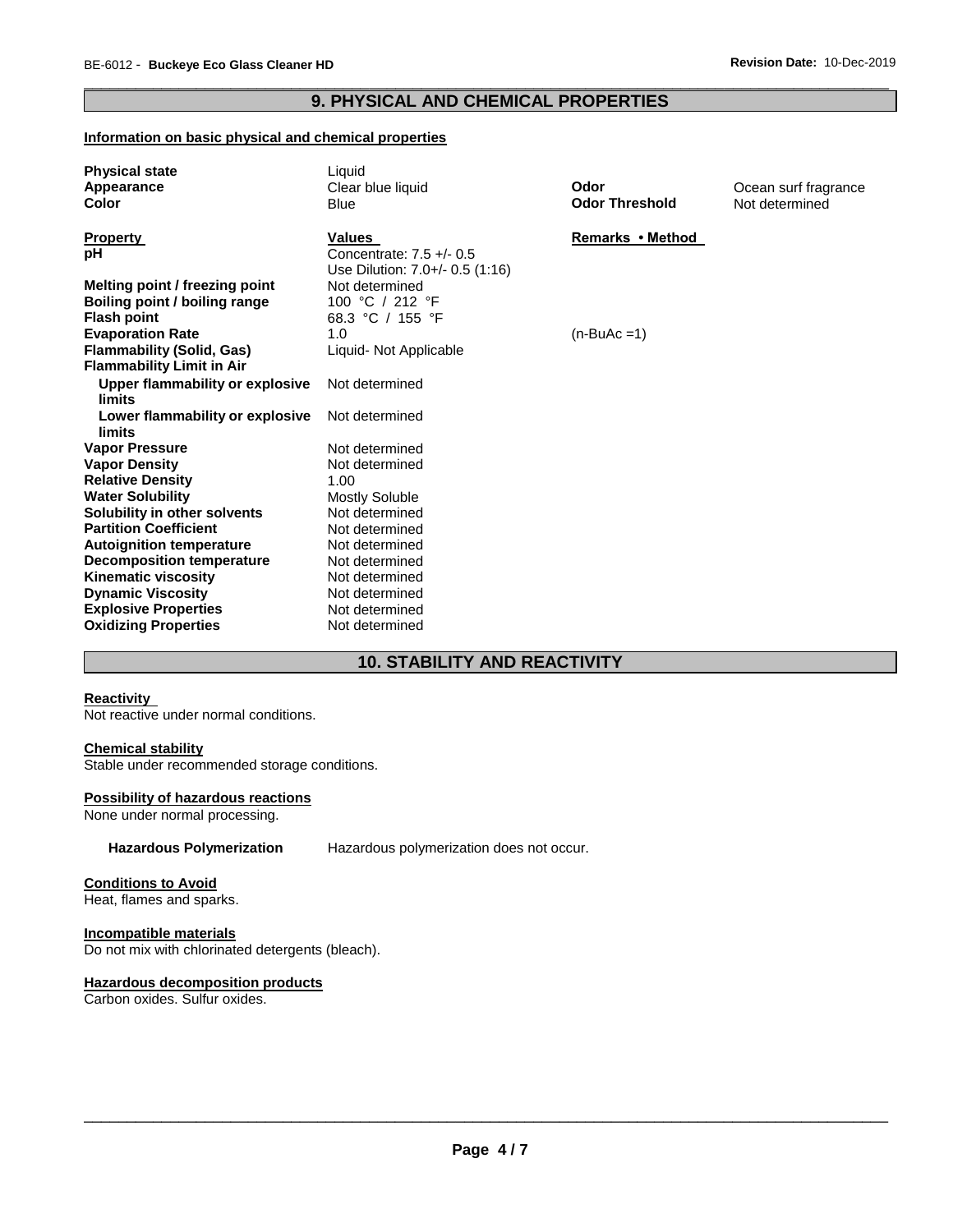## 9. PHYSICAL AND CHEMICAL PROPERTIES

**Information on basic physical and chemical properties**

| | | | |
|---|---|---|---|
| **Physical state** | Liquid | | |
| **Appearance** | Clear blue liquid | **Odor** | Ocean surf fragrance |
| **Color** | Blue | **Odor Threshold** | Not determined |

| **Property** | **Values** | **Remarks • Method** |
|---|---|---|
| **pH** | Concentrate: 7.5 +/- 0.5<br>Use Dilution: 7.0+/- 0.5 (1:16) | |
| **Melting point / freezing point** | Not determined | |
| **Boiling point / boiling range** | 100 °C / 212 °F | |
| **Flash point** | 68.3 °C / 155 °F | |
| **Evaporation Rate** | 1.0 | (n-BuAc =1) |
| **Flammability (Solid, Gas)** | Liquid- Not Applicable | |
| **Flammability Limit in Air** | | |
| **Upper flammability or explosive limits** | Not determined | |
| **Lower flammability or explosive limits** | Not determined | |
| **Vapor Pressure** | Not determined | |
| **Vapor Density** | Not determined | |
| **Relative Density** | 1.00 | |
| **Water Solubility** | Mostly Soluble | |
| **Solubility in other solvents** | Not determined | |
| **Partition Coefficient** | Not determined | |
| **Autoignition temperature** | Not determined | |
| **Decomposition temperature** | Not determined | |
| **Kinematic viscosity** | Not determined | |
| **Dynamic Viscosity** | Not determined | |
| **Explosive Properties** | Not determined | |
| **Oxidizing Properties** | Not determined | |

## 10. STABILITY AND REACTIVITY

**Reactivity**

Not reactive under normal conditions.

**Chemical stability**

Stable under recommended storage conditions.

**Possibility of hazardous reactions**

None under normal processing.

**Hazardous Polymerization** Hazardous polymerization does not occur.

**Conditions to Avoid**

Heat, flames and sparks.

**Incompatible materials**

Do not mix with chlorinated detergents (bleach).

**Hazardous decomposition products**

Carbon oxides. Sulfur oxides.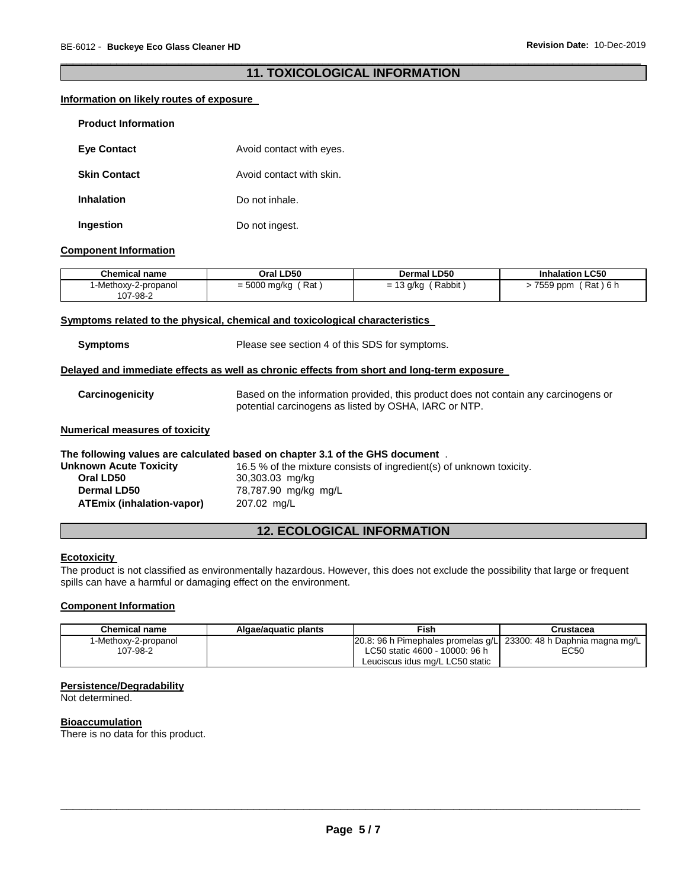## 11. TOXICOLOGICAL INFORMATION

**Information on likely routes of exposure**

**Product Information**

**Eye Contact** Avoid contact with eyes.

**Skin Contact** Avoid contact with skin.

**Inhalation** Do not inhale.

**Ingestion** Do not ingest.

**Component Information**

| Chemical name | Oral LD50 | Dermal LD50 | Inhalation LC50 |
|---|---|---|---|
| 1-Methoxy-2-propanol 107-98-2 | = 5000 mg/kg ( Rat ) | = 13 g/kg ( Rabbit ) | > 7559 ppm ( Rat ) 6 h |

**Symptoms related to the physical, chemical and toxicological characteristics**

**Symptoms** Please see section 4 of this SDS for symptoms.

**Delayed and immediate effects as well as chronic effects from short and long-term exposure**

**Carcinogenicity** Based on the information provided, this product does not contain any carcinogens or potential carcinogens as listed by OSHA, IARC or NTP.

**Numerical measures of toxicity**

**The following values are calculated based on chapter 3.1 of the GHS document** .

**Unknown Acute Toxicity** 16.5 % of the mixture consists of ingredient(s) of unknown toxicity.

**Oral LD50** 30,303.03 mg/kg

**Dermal LD50** 78,787.90 mg/kg mg/L

**ATEmix (inhalation-vapor)** 207.02 mg/L

## 12. ECOLOGICAL INFORMATION

**Ecotoxicity**

The product is not classified as environmentally hazardous. However, this does not exclude the possibility that large or frequent spills can have a harmful or damaging effect on the environment.

**Component Information**

| Chemical name | Algae/aquatic plants | Fish | Crustacea |
|---|---|---|---|
| 1-Methoxy-2-propanol 107-98-2 | | 20.8: 96 h Pimephales promelas g/L LC50 static 4600 - 10000: 96 h Leuciscus idus mg/L LC50 static | 23300: 48 h Daphnia magna mg/L EC50 |

**Persistence/Degradability**

Not determined.

**Bioaccumulation**

There is no data for this product.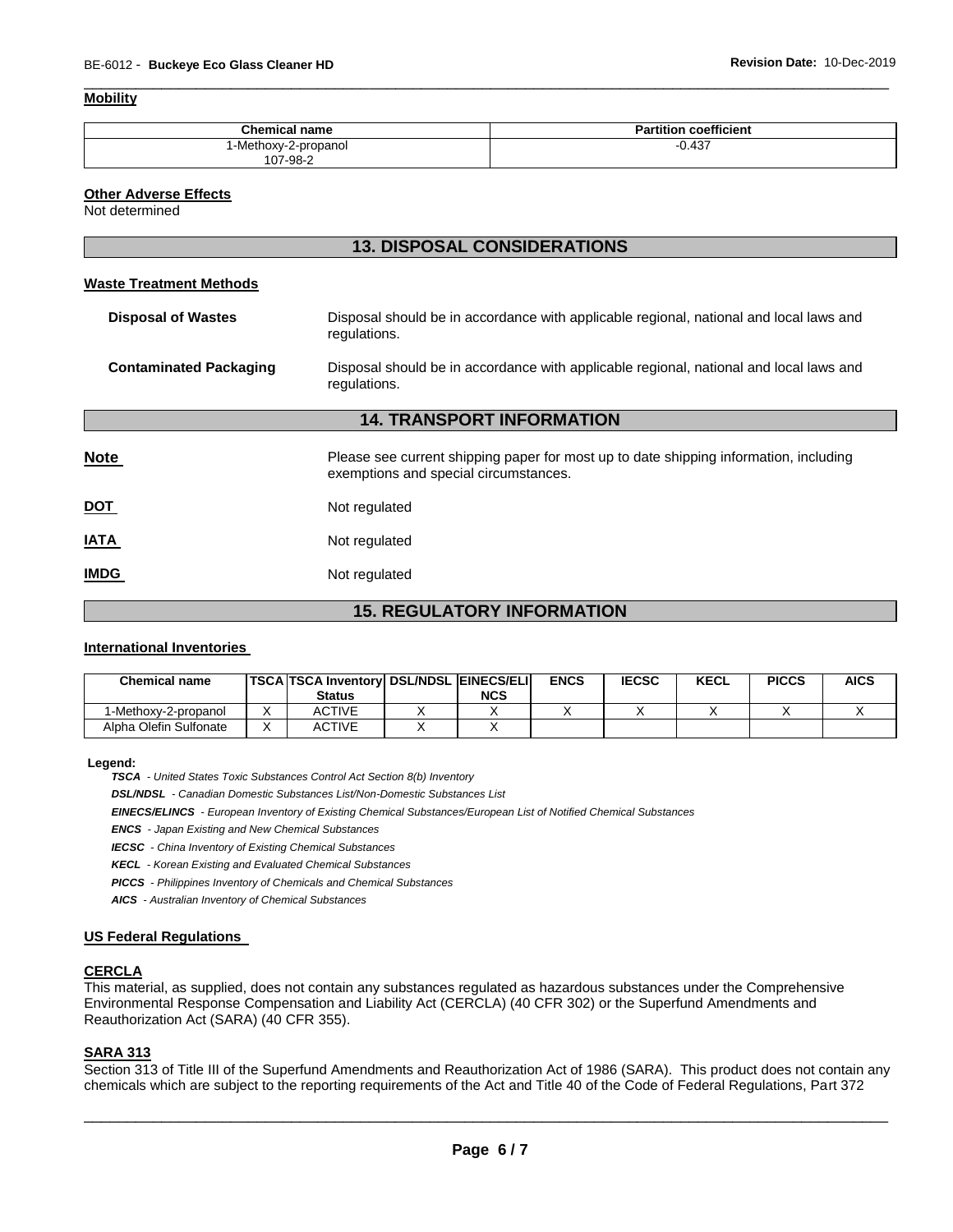#### Mobility

| Chemical name | Partition coefficient |
|---|---|
| 1-Methoxy-2-propanol<br>107-98-2 | -0.437 |

#### Other Adverse Effects

Not determined

## 13. DISPOSAL CONSIDERATIONS

#### Waste Treatment Methods

**Disposal of Wastes**: Disposal should be in accordance with applicable regional, national and local laws and regulations.

**Contaminated Packaging**: Disposal should be in accordance with applicable regional, national and local laws and regulations.

## 14. TRANSPORT INFORMATION

**Note**: Please see current shipping paper for most up to date shipping information, including exemptions and special circumstances.

**DOT**: Not regulated

**IATA**: Not regulated

**IMDG**: Not regulated

## 15. REGULATORY INFORMATION

#### International Inventories

| Chemical name | TSCA | TSCA Inventory Status | DSL/NDSL | EINECS/ELINCS | ENCS | IECSC | KECL | PICCS | AICS |
|---|---|---|---|---|---|---|---|---|---|
| 1-Methoxy-2-propanol | X | ACTIVE | X | X | X | X | X | X | X |
| Alpha Olefin Sulfonate | X | ACTIVE | X | X | | | | | |

**Legend:**

***TSCA*** *- United States Toxic Substances Control Act Section 8(b) Inventory*

***DSL/NDSL*** *- Canadian Domestic Substances List/Non-Domestic Substances List*

***EINECS/ELINCS*** *- European Inventory of Existing Chemical Substances/European List of Notified Chemical Substances*

***ENCS*** *- Japan Existing and New Chemical Substances*

***IECSC*** *- China Inventory of Existing Chemical Substances*

***KECL*** *- Korean Existing and Evaluated Chemical Substances*

***PICCS*** *- Philippines Inventory of Chemicals and Chemical Substances*

***AICS*** *- Australian Inventory of Chemical Substances*

#### US Federal Regulations

#### CERCLA

This material, as supplied, does not contain any substances regulated as hazardous substances under the Comprehensive Environmental Response Compensation and Liability Act (CERCLA) (40 CFR 302) or the Superfund Amendments and Reauthorization Act (SARA) (40 CFR 355).

#### SARA 313

Section 313 of Title III of the Superfund Amendments and Reauthorization Act of 1986 (SARA). This product does not contain any chemicals which are subject to the reporting requirements of the Act and Title 40 of the Code of Federal Regulations, Part 372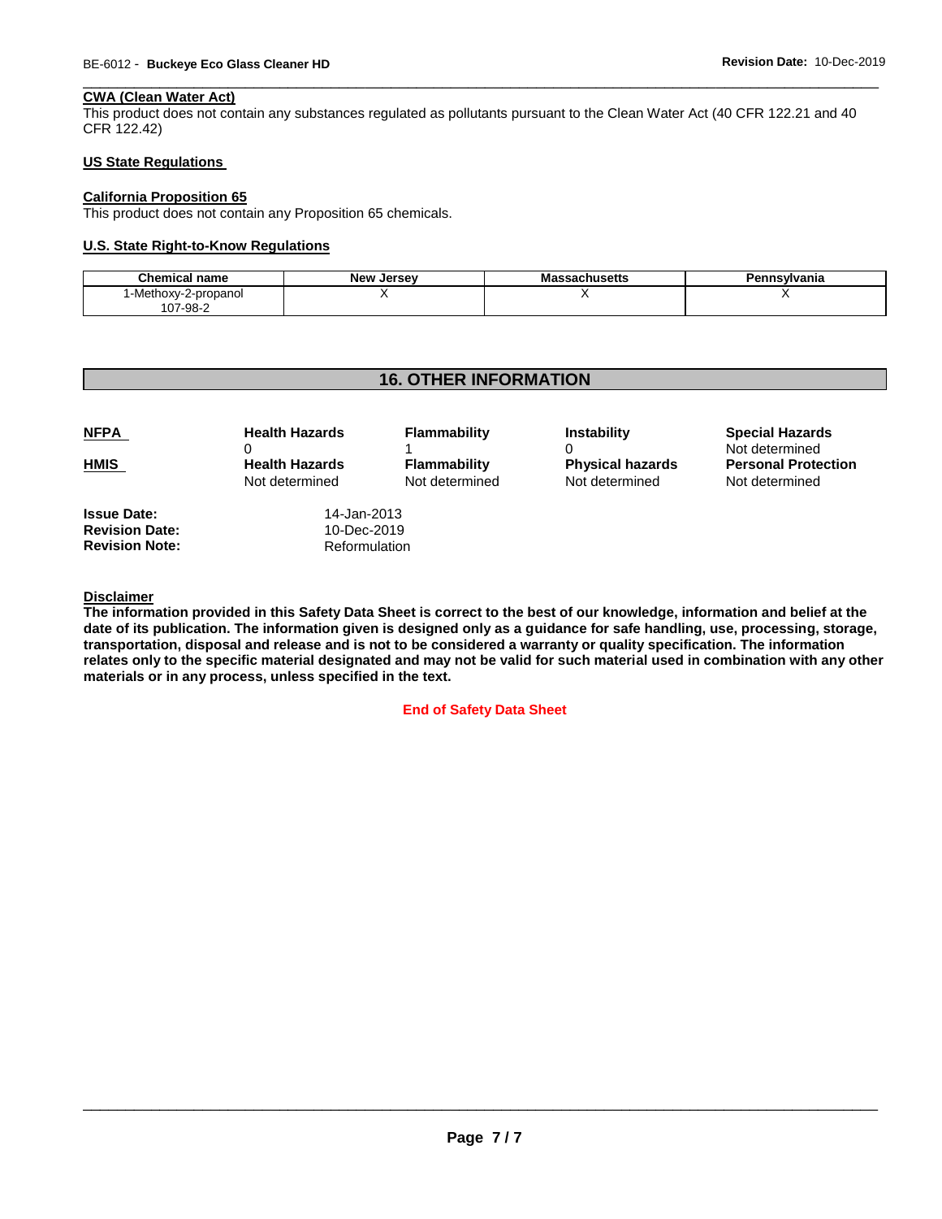**CWA (Clean Water Act)**

This product does not contain any substances regulated as pollutants pursuant to the Clean Water Act (40 CFR 122.21 and 40 CFR 122.42)

**US State Regulations**

**California Proposition 65**

This product does not contain any Proposition 65 chemicals.

**U.S. State Right-to-Know Regulations**

| Chemical name | New Jersey | Massachusetts | Pennsylvania |
|---|---|---|---|
| 1-Methoxy-2-propanol 107-98-2 | X | X | X |

## 16. OTHER INFORMATION

| | | | | |
|---|---|---|---|---|
| **NFPA** | **Health Hazards** 0 | **Flammability** 1 | **Instability** 0 | **Special Hazards** Not determined |
| **HMIS** | **Health Hazards** Not determined | **Flammability** Not determined | **Physical hazards** Not determined | **Personal Protection** Not determined |

**Issue Date:** 14-Jan-2013
**Revision Date:** 10-Dec-2019
**Revision Note:** Reformulation

**Disclaimer**

**The information provided in this Safety Data Sheet is correct to the best of our knowledge, information and belief at the date of its publication. The information given is designed only as a guidance for safe handling, use, processing, storage, transportation, disposal and release and is not to be considered a warranty or quality specification. The information relates only to the specific material designated and may not be valid for such material used in combination with any other materials or in any process, unless specified in the text.**

**End of Safety Data Sheet**